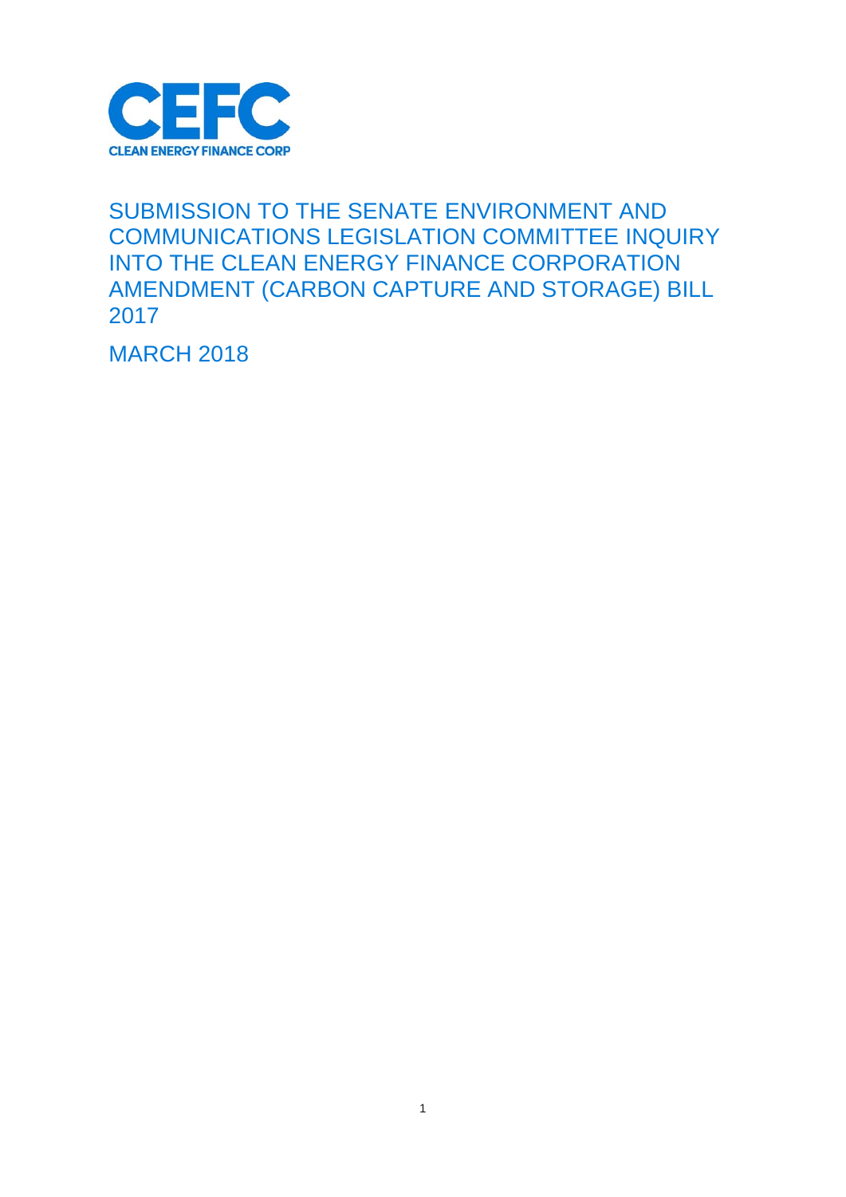# CEFC

CLEAN ENERGY FINANCE CORP

# SUBMISSION TO THE SENATE ENVIRONMENT AND COMMUNICATIONS LEGISLATION COMMITTEE INQUIRY INTO THE CLEAN ENERGY FINANCE CORPORATION AMENDMENT (CARBON CAPTURE AND STORAGE) BILL 2017

MARCH 2018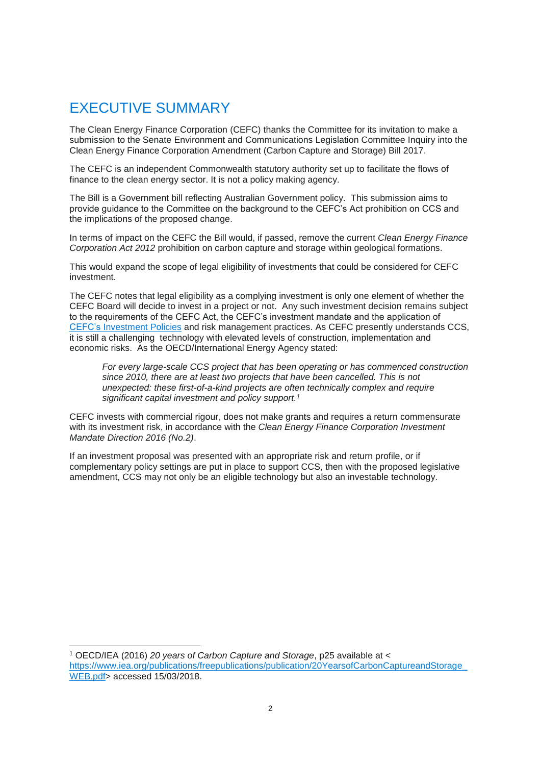# EXECUTIVE SUMMARY

The Clean Energy Finance Corporation (CEFC) thanks the Committee for its invitation to make a submission to the Senate Environment and Communications Legislation Committee Inquiry into the Clean Energy Finance Corporation Amendment (Carbon Capture and Storage) Bill 2017.

The CEFC is an independent Commonwealth statutory authority set up to facilitate the flows of finance to the clean energy sector. It is not a policy making agency.

The Bill is a Government bill reflecting Australian Government policy. This submission aims to provide guidance to the Committee on the background to the CEFC's Act prohibition on CCS and the implications of the proposed change.

In terms of impact on the CEFC the Bill would, if passed, remove the current *Clean Energy Finance Corporation Act 2012* prohibition on carbon capture and storage within geological formations.

This would expand the scope of legal eligibility of investments that could be considered for CEFC investment.

The CEFC notes that legal eligibility as a complying investment is only one element of whether the CEFC Board will decide to invest in a project or not. Any such investment decision remains subject to the requirements of the CEFC Act, the CEFC's investment mandate and the application of [CEFC's Investment Policies] and risk management practices. As CEFC presently understands CCS, it is still a challenging technology with elevated levels of construction, implementation and economic risks. As the OECD/International Energy Agency stated:

> *For every large-scale CCS project that has been operating or has commenced construction since 2010, there are at least two projects that have been cancelled. This is not unexpected: these first-of-a-kind projects are often technically complex and require significant capital investment and policy support.*[1]

CEFC invests with commercial rigour, does not make grants and requires a return commensurate with its investment risk, in accordance with the *Clean Energy Finance Corporation Investment Mandate Direction 2016 (No.2)*.

If an investment proposal was presented with an appropriate risk and return profile, or if complementary policy settings are put in place to support CCS, then with the proposed legislative amendment, CCS may not only be an eligible technology but also an investable technology.

---

[1] OECD/IEA (2016) *20 years of Carbon Capture and Storage*, p25 available at < https://www.iea.org/publications/freepublications/publication/20YearsofCarbonCaptureandStorage_WEB.pdf> accessed 15/03/2018.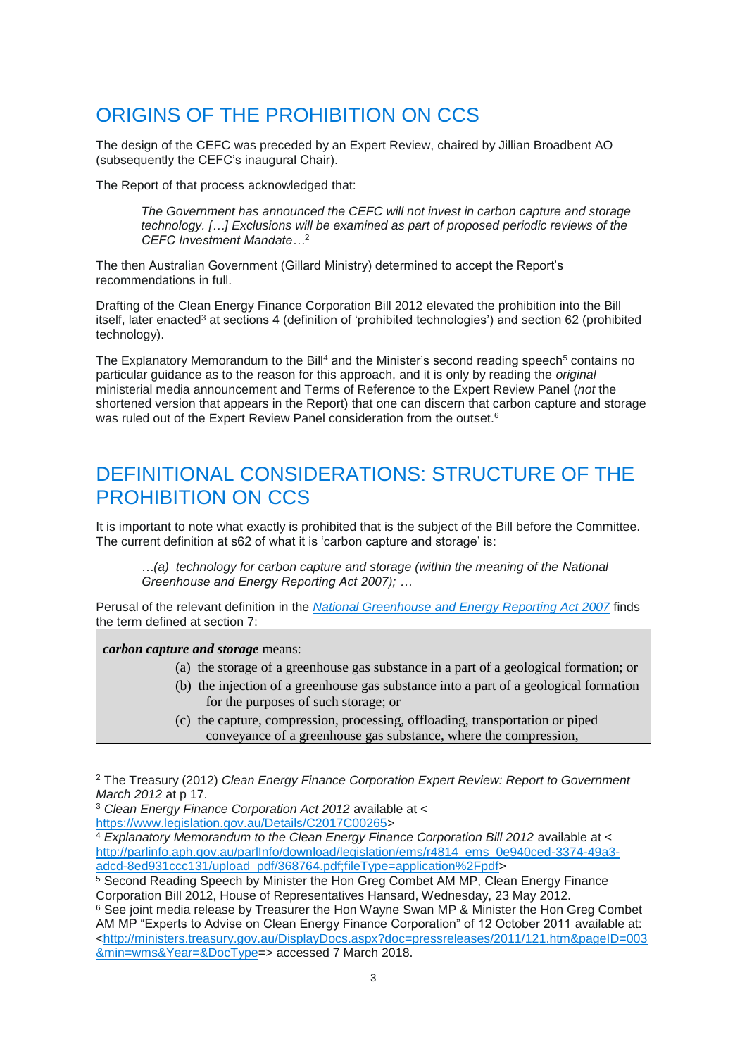## ORIGINS OF THE PROHIBITION ON CCS

The design of the CEFC was preceded by an Expert Review, chaired by Jillian Broadbent AO (subsequently the CEFC's inaugural Chair).

The Report of that process acknowledged that:

> *The Government has announced the CEFC will not invest in carbon capture and storage technology. […] Exclusions will be examined as part of proposed periodic reviews of the CEFC Investment Mandate…*[2]

The then Australian Government (Gillard Ministry) determined to accept the Report's recommendations in full.

Drafting of the Clean Energy Finance Corporation Bill 2012 elevated the prohibition into the Bill itself, later enacted[3] at sections 4 (definition of 'prohibited technologies') and section 62 (prohibited technology).

The Explanatory Memorandum to the Bill[4] and the Minister's second reading speech[5] contains no particular guidance as to the reason for this approach, and it is only by reading the *original* ministerial media announcement and Terms of Reference to the Expert Review Panel (*not* the shortened version that appears in the Report) that one can discern that carbon capture and storage was ruled out of the Expert Review Panel consideration from the outset.[6]

## DEFINITIONAL CONSIDERATIONS: STRUCTURE OF THE PROHIBITION ON CCS

It is important to note what exactly is prohibited that is the subject of the Bill before the Committee. The current definition at s62 of what it is 'carbon capture and storage' is:

> *…(a) technology for carbon capture and storage (within the meaning of the National Greenhouse and Energy Reporting Act 2007); …*

Perusal of the relevant definition in the *National Greenhouse and Energy Reporting Act 2007* finds the term defined at section 7:

> ***carbon capture and storage*** means:
>
> (a) the storage of a greenhouse gas substance in a part of a geological formation; or
>
> (b) the injection of a greenhouse gas substance into a part of a geological formation for the purposes of such storage; or
>
> (c) the capture, compression, processing, offloading, transportation or piped conveyance of a greenhouse gas substance, where the compression,

---

[2] The Treasury (2012) *Clean Energy Finance Corporation Expert Review: Report to Government March 2012* at p 17.

[3] *Clean Energy Finance Corporation Act 2012* available at < https://www.legislation.gov.au/Details/C2017C00265>

[4] *Explanatory Memorandum to the Clean Energy Finance Corporation Bill 2012* available at < http://parlinfo.aph.gov.au/parlInfo/download/legislation/ems/r4814_ems_0e940ced-3374-49a3-adcd-8ed931ccc131/upload_pdf/368764.pdf;fileType=application%2Fpdf>

[5] Second Reading Speech by Minister the Hon Greg Combet AM MP, Clean Energy Finance Corporation Bill 2012, House of Representatives Hansard, Wednesday, 23 May 2012.

[6] See joint media release by Treasurer the Hon Wayne Swan MP & Minister the Hon Greg Combet AM MP "Experts to Advise on Clean Energy Finance Corporation" of 12 October 2011 available at: <http://ministers.treasury.gov.au/DisplayDocs.aspx?doc=pressreleases/2011/121.htm&pageID=003&min=wms&Year=&DocType=> accessed 7 March 2018.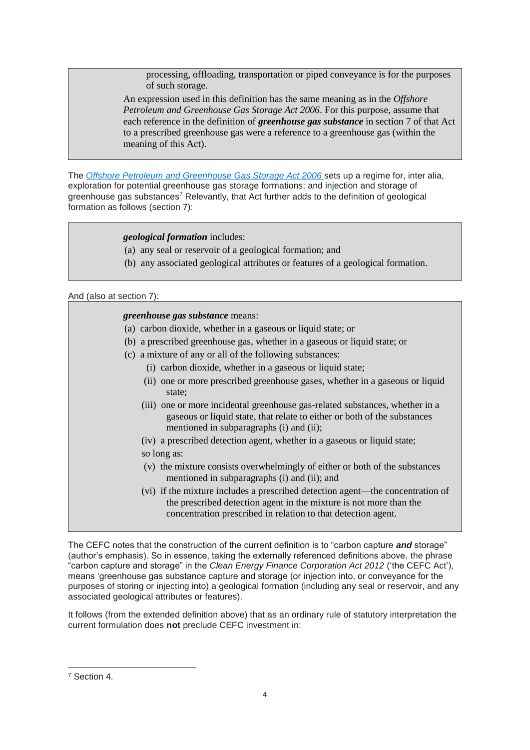> processing, offloading, transportation or piped conveyance is for the purposes of such storage.
>
> An expression used in this definition has the same meaning as in the *Offshore Petroleum and Greenhouse Gas Storage Act 2006*. For this purpose, assume that each reference in the definition of ***greenhouse gas substance*** in section 7 of that Act to a prescribed greenhouse gas were a reference to a greenhouse gas (within the meaning of this Act).

The [*Offshore Petroleum and Greenhouse Gas Storage Act 2006*](#) sets up a regime for, inter alia, exploration for potential greenhouse gas storage formations; and injection and storage of greenhouse gas substances[7] Relevantly, that Act further adds to the definition of geological formation as follows (section 7):

> ***geological formation*** includes:
>
> (a) any seal or reservoir of a geological formation; and
>
> (b) any associated geological attributes or features of a geological formation.

And (also at section 7):

> ***greenhouse gas substance*** means:
>
> (a) carbon dioxide, whether in a gaseous or liquid state; or
>
> (b) a prescribed greenhouse gas, whether in a gaseous or liquid state; or
>
> (c) a mixture of any or all of the following substances:
>
> (i) carbon dioxide, whether in a gaseous or liquid state;
>
> (ii) one or more prescribed greenhouse gases, whether in a gaseous or liquid state;
>
> (iii) one or more incidental greenhouse gas-related substances, whether in a gaseous or liquid state, that relate to either or both of the substances mentioned in subparagraphs (i) and (ii);
>
> (iv) a prescribed detection agent, whether in a gaseous or liquid state;
>
> so long as:
>
> (v) the mixture consists overwhelmingly of either or both of the substances mentioned in subparagraphs (i) and (ii); and
>
> (vi) if the mixture includes a prescribed detection agent—the concentration of the prescribed detection agent in the mixture is not more than the concentration prescribed in relation to that detection agent.

The CEFC notes that the construction of the current definition is to "carbon capture ***and*** storage" (author's emphasis). So in essence, taking the externally referenced definitions above, the phrase "carbon capture and storage" in the *Clean Energy Finance Corporation Act 2012* ('the CEFC Act'), means 'greenhouse gas substance capture and storage (or injection into, or conveyance for the purposes of storing or injecting into) a geological formation (including any seal or reservoir, and any associated geological attributes or features).

It follows (from the extended definition above) that as an ordinary rule of statutory interpretation the current formulation does **not** preclude CEFC investment in:

---

[7] Section 4.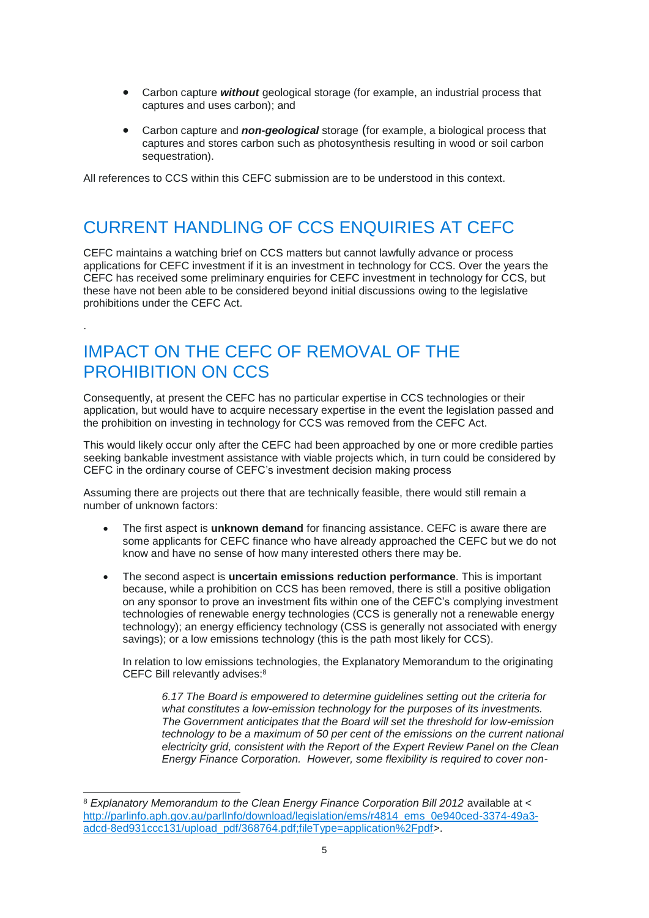- Carbon capture ***without*** geological storage (for example, an industrial process that captures and uses carbon); and

- Carbon capture and ***non-geological*** storage (for example, a biological process that captures and stores carbon such as photosynthesis resulting in wood or soil carbon sequestration).

All references to CCS within this CEFC submission are to be understood in this context.

## CURRENT HANDLING OF CCS ENQUIRIES AT CEFC

CEFC maintains a watching brief on CCS matters but cannot lawfully advance or process applications for CEFC investment if it is an investment in technology for CCS. Over the years the CEFC has received some preliminary enquiries for CEFC investment in technology for CCS, but these have not been able to be considered beyond initial discussions owing to the legislative prohibitions under the CEFC Act.

.

## IMPACT ON THE CEFC OF REMOVAL OF THE PROHIBITION ON CCS

Consequently, at present the CEFC has no particular expertise in CCS technologies or their application, but would have to acquire necessary expertise in the event the legislation passed and the prohibition on investing in technology for CCS was removed from the CEFC Act.

This would likely occur only after the CEFC had been approached by one or more credible parties seeking bankable investment assistance with viable projects which, in turn could be considered by CEFC in the ordinary course of CEFC's investment decision making process

Assuming there are projects out there that are technically feasible, there would still remain a number of unknown factors:

- The first aspect is **unknown demand** for financing assistance. CEFC is aware there are some applicants for CEFC finance who have already approached the CEFC but we do not know and have no sense of how many interested others there may be.

- The second aspect is **uncertain emissions reduction performance**. This is important because, while a prohibition on CCS has been removed, there is still a positive obligation on any sponsor to prove an investment fits within one of the CEFC's complying investment technologies of renewable energy technologies (CCS is generally not a renewable energy technology); an energy efficiency technology (CSS is generally not associated with energy savings); or a low emissions technology (this is the path most likely for CCS).

  In relation to low emissions technologies, the Explanatory Memorandum to the originating CEFC Bill relevantly advises:[8]

  > *6.17 The Board is empowered to determine guidelines setting out the criteria for what constitutes a low-emission technology for the purposes of its investments. The Government anticipates that the Board will set the threshold for low-emission technology to be a maximum of 50 per cent of the emissions on the current national electricity grid, consistent with the Report of the Expert Review Panel on the Clean Energy Finance Corporation. However, some flexibility is required to cover non-*

---

[8] *Explanatory Memorandum to the Clean Energy Finance Corporation Bill 2012* available at < http://parlinfo.aph.gov.au/parlInfo/download/legislation/ems/r4814_ems_0e940ced-3374-49a3-adcd-8ed931ccc131/upload_pdf/368764.pdf;fileType=application%2Fpdf>.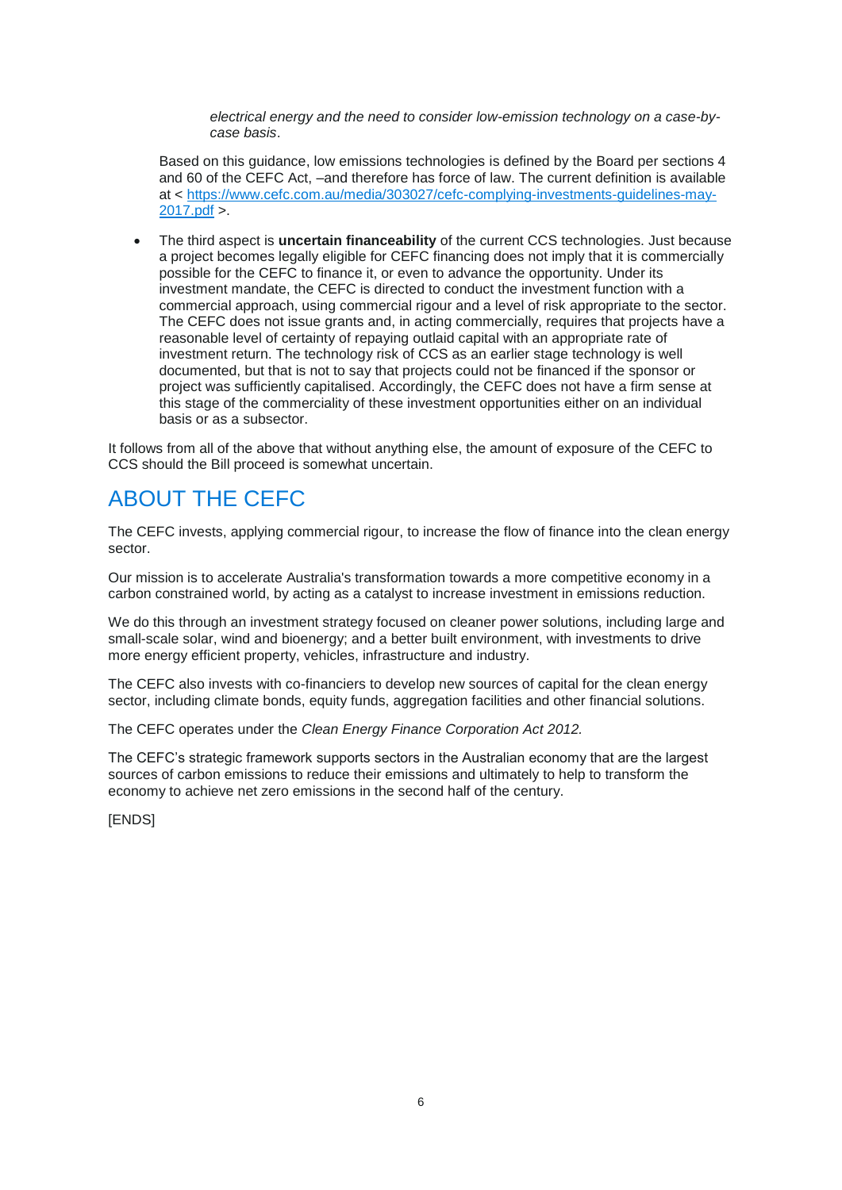*electrical energy and the need to consider low-emission technology on a case-by-case basis*.

Based on this guidance, low emissions technologies is defined by the Board per sections 4 and 60 of the CEFC Act, –and therefore has force of law. The current definition is available at < [https://www.cefc.com.au/media/303027/cefc-complying-investments-guidelines-may-2017.pdf](https://www.cefc.com.au/media/303027/cefc-complying-investments-guidelines-may-2017.pdf) >.

- The third aspect is **uncertain financeability** of the current CCS technologies. Just because a project becomes legally eligible for CEFC financing does not imply that it is commercially possible for the CEFC to finance it, or even to advance the opportunity. Under its investment mandate, the CEFC is directed to conduct the investment function with a commercial approach, using commercial rigour and a level of risk appropriate to the sector. The CEFC does not issue grants and, in acting commercially, requires that projects have a reasonable level of certainty of repaying outlaid capital with an appropriate rate of investment return. The technology risk of CCS as an earlier stage technology is well documented, but that is not to say that projects could not be financed if the sponsor or project was sufficiently capitalised. Accordingly, the CEFC does not have a firm sense at this stage of the commerciality of these investment opportunities either on an individual basis or as a subsector.

It follows from all of the above that without anything else, the amount of exposure of the CEFC to CCS should the Bill proceed is somewhat uncertain.

## ABOUT THE CEFC

The CEFC invests, applying commercial rigour, to increase the flow of finance into the clean energy sector.

Our mission is to accelerate Australia's transformation towards a more competitive economy in a carbon constrained world, by acting as a catalyst to increase investment in emissions reduction.

We do this through an investment strategy focused on cleaner power solutions, including large and small-scale solar, wind and bioenergy; and a better built environment, with investments to drive more energy efficient property, vehicles, infrastructure and industry.

The CEFC also invests with co-financiers to develop new sources of capital for the clean energy sector, including climate bonds, equity funds, aggregation facilities and other financial solutions.

The CEFC operates under the *Clean Energy Finance Corporation Act 2012.*

The CEFC's strategic framework supports sectors in the Australian economy that are the largest sources of carbon emissions to reduce their emissions and ultimately to help to transform the economy to achieve net zero emissions in the second half of the century.

[ENDS]